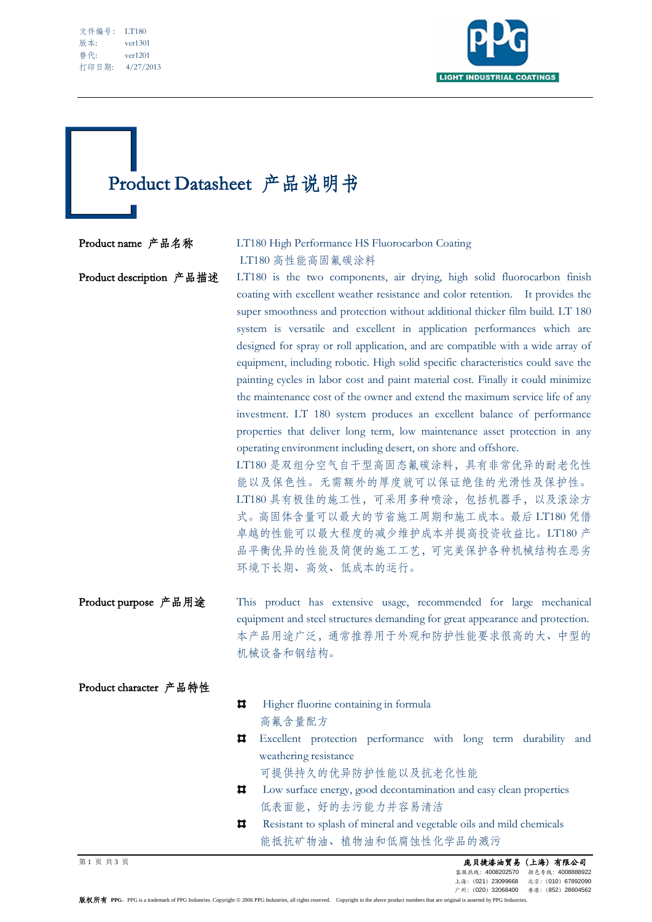文件编号： LT180
版本： ver1301
替代： ver1201
打印日期： 4/27/2013

# Product Datasheet 产品说明书

**Product name 产品名称**

LT180 High Performance HS Fluorocarbon Coating
LT180 高性能高固氟碳涂料

**Product description 产品描述**

LT180 is the two components, air drying, high solid fluorocarbon finish coating with excellent weather resistance and color retention. It provides the super smoothness and protection without additional thicker film build. LT 180 system is versatile and excellent in application performances which are designed for spray or roll application, and are compatible with a wide array of equipment, including robotic. High solid specific characteristics could save the painting cycles in labor cost and paint material cost. Finally it could minimize the maintenance cost of the owner and extend the maximum service life of any investment. LT 180 system produces an excellent balance of performance properties that deliver long term, low maintenance asset protection in any operating environment including desert, on shore and offshore.

LT180 是双组分空气自干型高固态氟碳涂料，具有非常优异的耐老化性能以及保色性。无需额外的厚度就可以保证绝佳的光滑性及保护性。LT180 具有极佳的施工性，可采用多种喷涂，包括机器手，以及滚涂方式。高固体含量可以最大的节省施工周期和施工成本。最后 LT180 凭借卓越的性能可以最大程度的减少维护成本并提高投资收益比。LT180 产品平衡优异的性能及简便的施工工艺，可完美保护各种机械结构在恶劣环境下长期、高效、低成本的运行。

**Product purpose 产品用途**

This product has extensive usage, recommended for large mechanical equipment and steel structures demanding for great appearance and protection.
本产品用途广泛，通常推荐用于外观和防护性能要求很高的大、中型的机械设备和钢结构。

**Product character 产品特性**

- Higher fluorine containing in formula
  高氟含量配方
- Excellent protection performance with long term durability and weathering resistance
  可提供持久的优异防护性能以及抗老化性能
- Low surface energy, good decontamination and easy clean properties
  低表面能，好的去污能力并容易清洁
- Resistant to splash of mineral and vegetable oils and mild chemicals
  能抵抗矿物油、植物油和低腐蚀性化学品的溅污

庞贝捷漆油贸易（上海）有限公司
客服热线：4008202570 颜色专线：4008888922
上海：(021) 23099668 北京：(010) 67892090
广州：(020) 32068400 香港：(852) 28604562

版权所有 PPG。PPG is a trademark of PPG Industries. Copyright © 2006 PPG Industries, all rights reserved. Copyright in the above product numbers that are original is asserted by PPG Industries.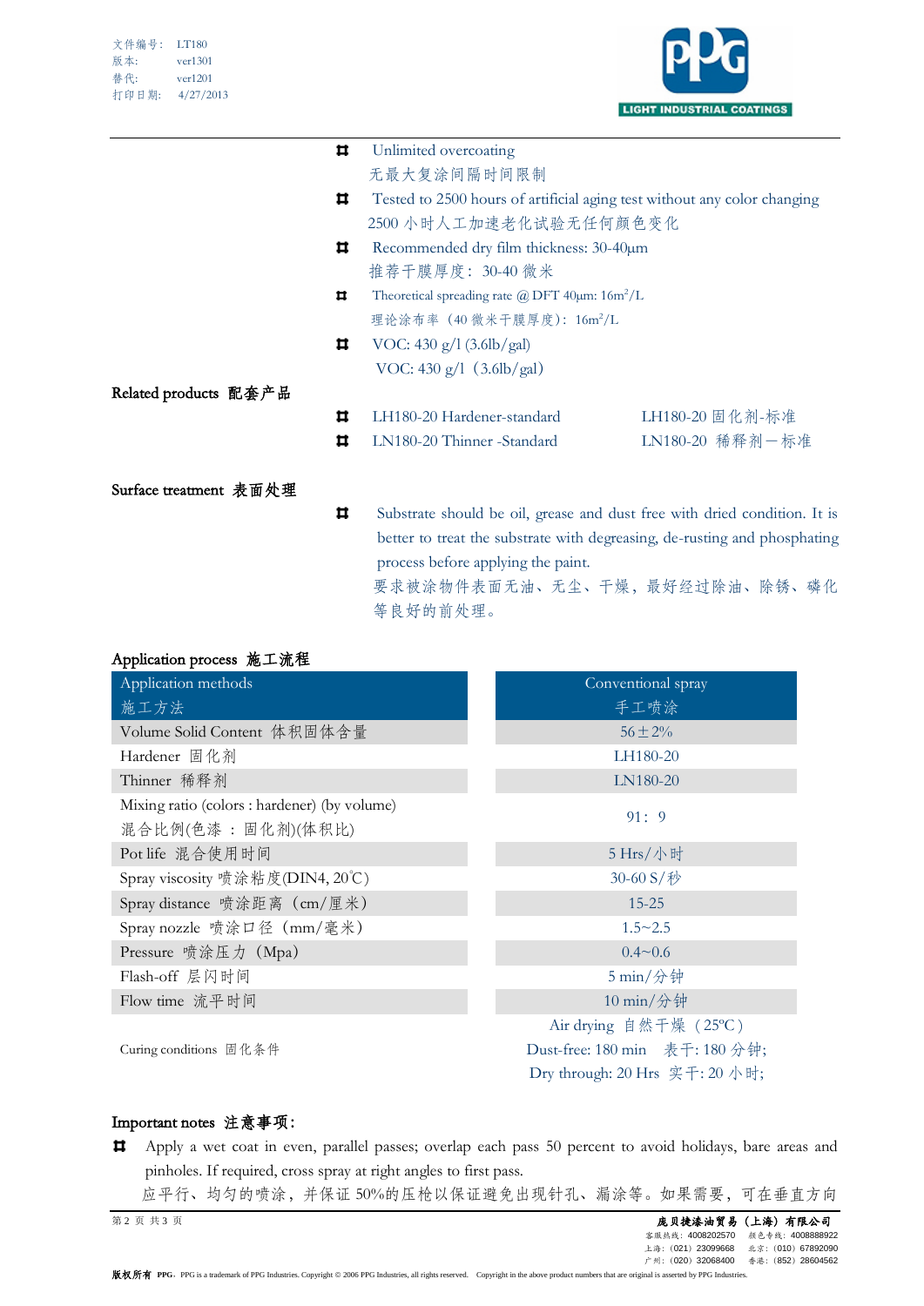- Unlimited overcoating
  无最大复涂间隔时间限制
- Tested to 2500 hours of artificial aging test without any color changing
  2500 小时人工加速老化试验无任何颜色变化
- Recommended dry film thickness: 30-40μm
  推荐干膜厚度：30-40 微米
- Theoretical spreading rate @ DFT 40μm: 16m²/L
  理论涂布率（40 微米干膜厚度）：16m²/L
- VOC: 430 g/l (3.6lb/gal)
  VOC: 430 g/l（3.6lb/gal）

## Related products 配套产品

- LH180-20 Hardener-standard LH180-20 固化剂-标准
- LN180-20 Thinner -Standard LN180-20 稀释剂－标准

## Surface treatment 表面处理

- Substrate should be oil, grease and dust free with dried condition. It is better to treat the substrate with degreasing, de-rusting and phosphating process before applying the paint.
  要求被涂物件表面无油、无尘、干燥，最好经过除油、除锈、磷化等良好的前处理。

## Application process 施工流程

| Application methods 施工方法 | Conventional spray 手工喷涂 |
|---|---|
| Volume Solid Content 体积固体含量 | 56±2% |
| Hardener 固化剂 | LH180-20 |
| Thinner 稀释剂 | LN180-20 |
| Mixing ratio (colors : hardener) (by volume) 混合比例(色漆 ：固化剂)(体积比) | 91：9 |
| Pot life 混合使用时间 | 5 Hrs/小时 |
| Spray viscosity 喷涂粘度(DIN4, 20℃) | 30-60 S/秒 |
| Spray distance 喷涂距离（cm/厘米） | 15-25 |
| Spray nozzle 喷涂口径（mm/毫米） | 1.5~2.5 |
| Pressure 喷涂压力（Mpa） | 0.4~0.6 |
| Flash-off 层闪时间 | 5 min/分钟 |
| Flow time 流平时间 | 10 min/分钟 |
| Curing conditions 固化条件 | Air drying 自然干燥（25ºC）<br>Dust-free: 180 min 表干: 180 分钟;<br>Dry through: 20 Hrs 实干: 20 小时; |

## Important notes 注意事项:

- Apply a wet coat in even, parallel passes; overlap each pass 50 percent to avoid holidays, bare areas and pinholes. If required, cross spray at right angles to first pass.
  应平行、均匀的喷涂，并保证 50%的压枪以保证避免出现针孔、漏涂等。如果需要，可在垂直方向

庞贝捷漆油贸易（上海）有限公司
客服热线：4008202570 颜色专线：4008888922
上海：(021) 23099668 北京：(010) 67892090
广州：(020) 32068400 香港：(852) 28604562

版权所有 PPG。PPG is a trademark of PPG Industries. Copyright © 2006 PPG Industries, all rights reserved. Copyright in the above product numbers that are original is asserted by PPG Industries.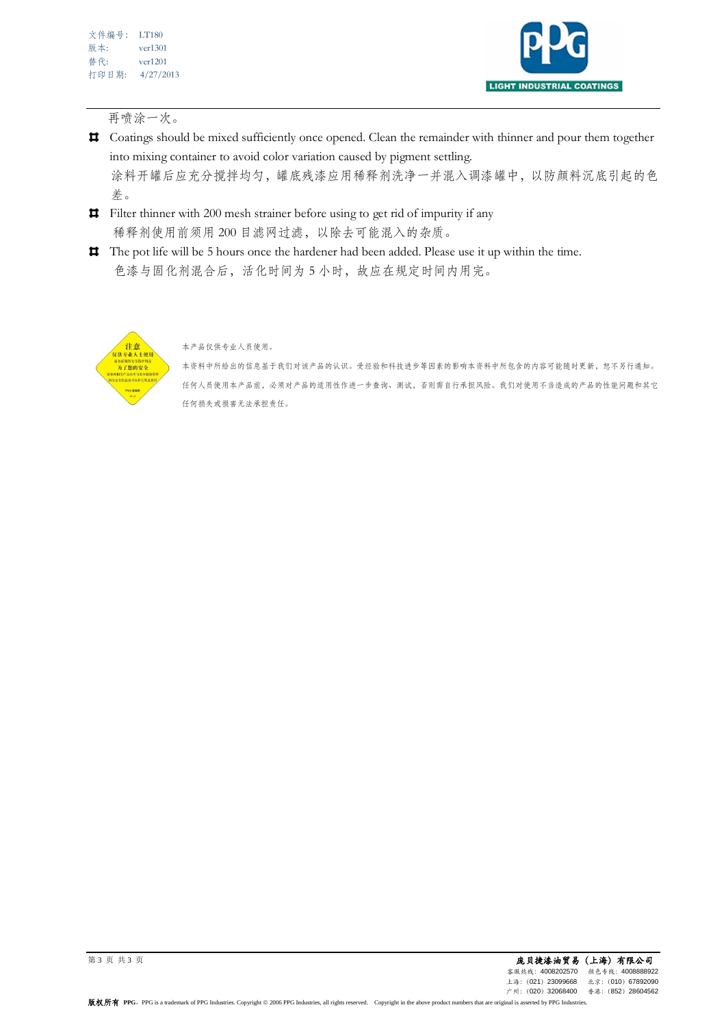再喷涂一次。

- Coatings should be mixed sufficiently once opened. Clean the remainder with thinner and pour them together into mixing container to avoid color variation caused by pigment settling.
  涂料开罐后应充分搅拌均匀，罐底残漆应用稀释剂洗净一并混入调漆罐中，以防颜料沉底引起的色差。
- Filter thinner with 200 mesh strainer before using to get rid of impurity if any
  稀释剂使用前须用 200 目滤网过滤，以除去可能混入的杂质。
- The pot life will be 5 hours once the hardener had been added. Please use it up within the time.
  色漆与固化剂混合后，活化时间为 5 小时，故应在规定时间内用完。

注意
仅供专业人士使用
为了您的安全

本产品仅供专业人员使用。

本资料中所给出的信息基于我们对该产品的认识。受经验和科技进步等因素的影响本资料中所包含的内容可能随时更新，恕不另行通知。任何人员使用本产品前，必须对产品的适用性作进一步查询、测试，否则需自行承担风险。我们对使用不当造成的产品的性能问题和其它任何损失或损害无法承担责任。

**庞贝捷漆油贸易（上海）有限公司**
客服热线：4008202570　颜色专线：4008888922
上海：（021）23099668　北京：（010）67892090
广州：（020）32068400　香港：（852）28604562

**版权所有** PPG。PPG is a trademark of PPG Industries. Copyright © 2006 PPG Industries, all rights reserved. Copyright in the above product numbers that are original is asserted by PPG Industries.